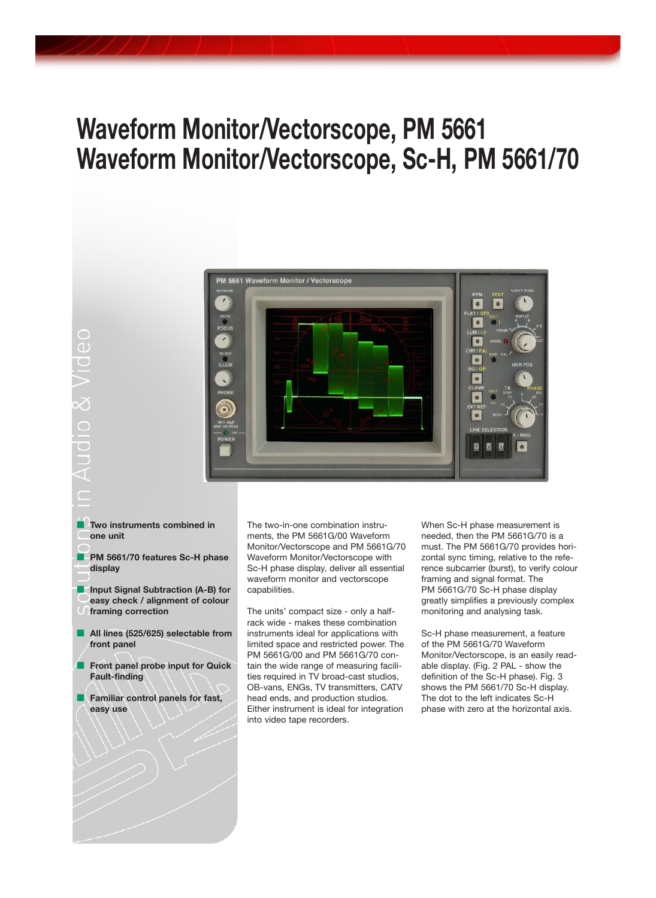# Waveform Monitor/Vectorscope, PM 5661
# Waveform Monitor/Vectorscope, Sc-H, PM 5661/70

- **Two instruments combined in one unit**
- **PM 5661/70 features Sc-H phase display**
- **Input Signal Subtraction (A-B) for easy check / alignment of colour framing correction**
- **All lines (525/625) selectable from front panel**
- **Front panel probe input for Quick Fault-finding**
- **Familiar control panels for fast, easy use**

The two-in-one combination instruments, the PM 5661G/00 Waveform Monitor/Vectorscope and PM 5661G/70 Waveform Monitor/Vectorscope with Sc-H phase display, deliver all essential waveform monitor and vectorscope capabilities.

The units' compact size - only a half-rack wide - makes these combination instruments ideal for applications with limited space and restricted power. The PM 5661G/00 and PM 5661G/70 contain the wide range of measuring facilities required in TV broad-cast studios, OB-vans, ENGs, TV transmitters, CATV head ends, and production studios. Either instrument is ideal for integration into video tape recorders.

When Sc-H phase measurement is needed, then the PM 5661G/70 is a must. The PM 5661G/70 provides horizontal sync timing, relative to the reference subcarrier (burst), to verify colour framing and signal format. The PM 5661G/70 Sc-H phase display greatly simplifies a previously complex monitoring and analysing task.

Sc-H phase measurement, a feature of the PM 5661G/70 Waveform Monitor/Vectorscope, is an easily readable display. (Fig. 2 PAL - show the definition of the Sc-H phase). Fig. 3 shows the PM 5661/70 Sc-H display. The dot to the left indicates Sc-H phase with zero at the horizontal axis.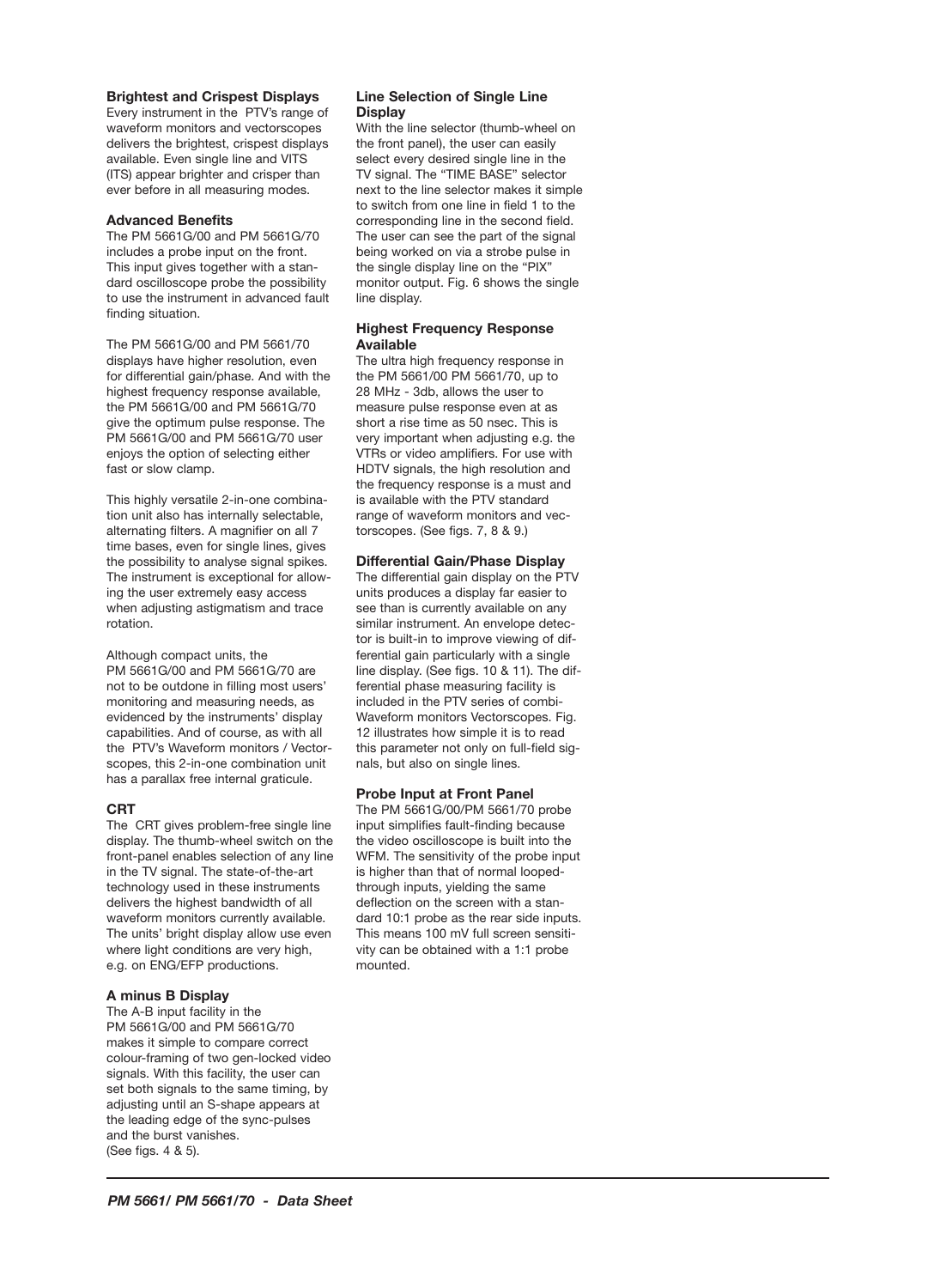### Brightest and Crispest Displays

Every instrument in the PTV's range of waveform monitors and vectorscopes delivers the brightest, crispest displays available. Even single line and VITS (ITS) appear brighter and crisper than ever before in all measuring modes.

### Advanced Benefits

The PM 5661G/00 and PM 5661G/70 includes a probe input on the front. This input gives together with a standard oscilloscope probe the possibility to use the instrument in advanced fault finding situation.

The PM 5661G/00 and PM 5661/70 displays have higher resolution, even for differential gain/phase. And with the highest frequency response available, the PM 5661G/00 and PM 5661G/70 give the optimum pulse response. The PM 5661G/00 and PM 5661G/70 user enjoys the option of selecting either fast or slow clamp.

This highly versatile 2-in-one combination unit also has internally selectable, alternating filters. A magnifier on all 7 time bases, even for single lines, gives the possibility to analyse signal spikes. The instrument is exceptional for allowing the user extremely easy access when adjusting astigmatism and trace rotation.

Although compact units, the PM 5661G/00 and PM 5661G/70 are not to be outdone in filling most users' monitoring and measuring needs, as evidenced by the instruments' display capabilities. And of course, as with all the PTV's Waveform monitors / Vectorscopes, this 2-in-one combination unit has a parallax free internal graticule.

### CRT

The CRT gives problem-free single line display. The thumb-wheel switch on the front-panel enables selection of any line in the TV signal. The state-of-the-art technology used in these instruments delivers the highest bandwidth of all waveform monitors currently available. The units' bright display allow use even where light conditions are very high, e.g. on ENG/EFP productions.

### A minus B Display

The A-B input facility in the PM 5661G/00 and PM 5661G/70 makes it simple to compare correct colour-framing of two gen-locked video signals. With this facility, the user can set both signals to the same timing, by adjusting until an S-shape appears at the leading edge of the sync-pulses and the burst vanishes.
(See figs. 4 & 5).

### Line Selection of Single Line Display

With the line selector (thumb-wheel on the front panel), the user can easily select every desired single line in the TV signal. The "TIME BASE" selector next to the line selector makes it simple to switch from one line in field 1 to the corresponding line in the second field. The user can see the part of the signal being worked on via a strobe pulse in the single display line on the "PIX" monitor output. Fig. 6 shows the single line display.

### Highest Frequency Response Available

The ultra high frequency response in the PM 5661/00 PM 5661/70, up to 28 MHz - 3db, allows the user to measure pulse response even at as short a rise time as 50 nsec. This is very important when adjusting e.g. the VTRs or video amplifiers. For use with HDTV signals, the high resolution and the frequency response is a must and is available with the PTV standard range of waveform monitors and vectorscopes. (See figs. 7, 8 & 9.)

### Differential Gain/Phase Display

The differential gain display on the PTV units produces a display far easier to see than is currently available on any similar instrument. An envelope detector is built-in to improve viewing of differential gain particularly with a single line display. (See figs. 10 & 11). The differential phase measuring facility is included in the PTV series of combi-Waveform monitors Vectorscopes. Fig. 12 illustrates how simple it is to read this parameter not only on full-field signals, but also on single lines.

### Probe Input at Front Panel

The PM 5661G/00/PM 5661/70 probe input simplifies fault-finding because the video oscilloscope is built into the WFM. The sensitivity of the probe input is higher than that of normal looped-through inputs, yielding the same deflection on the screen with a standard 10:1 probe as the rear side inputs. This means 100 mV full screen sensitivity can be obtained with a 1:1 probe mounted.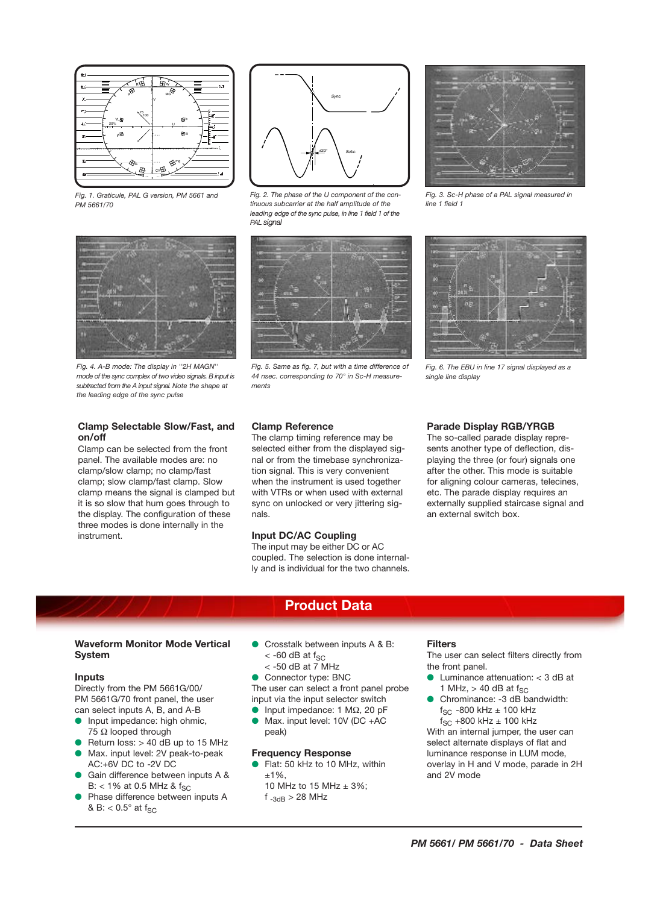Fig. 1. Graticule, PAL G version, PM 5661 and PM 5661/70

Fig. 2. The phase of the U component of the continuous subcarrier at the half amplitude of the leading edge of the sync pulse, in line 1 field 1 of the PAL signal

Fig. 3. Sc-H phase of a PAL signal measured in line 1 field 1

Fig. 4. A-B mode: The display in "2H MAGN" mode of the sync complex of two video signals. B input is subtracted from the A input signal. Note the shape at the leading edge of the sync pulse

Fig. 5. Same as fig. 7, but with a time difference of 44 nsec. corresponding to 70° in Sc-H measurements

Fig. 6. The EBU in line 17 signal displayed as a single line display

### Clamp Selectable Slow/Fast, and on/off

Clamp can be selected from the front panel. The available modes are: no clamp/slow clamp; no clamp/fast clamp; slow clamp/fast clamp. Slow clamp means the signal is clamped but it is so slow that hum goes through to the display. The configuration of these three modes is done internally in the instrument.

### Clamp Reference

The clamp timing reference may be selected either from the displayed signal or from the timebase synchronization signal. This is very convenient when the instrument is used together with VTRs or when used with external sync on unlocked or very jittering signals.

### Input DC/AC Coupling

The input may be either DC or AC coupled. The selection is done internally and is individual for the two channels.

### Parade Display RGB/YRGB

The so-called parade display represents another type of deflection, displaying the three (or four) signals one after the other. This mode is suitable for aligning colour cameras, telecines, etc. The parade display requires an externally supplied staircase signal and an external switch box.

## Product Data

### Waveform Monitor Mode Vertical System

### Inputs

Directly from the PM 5661G/00/ PM 5661G/70 front panel, the user can select inputs A, B, and A-B

- Input impedance: high ohmic, 75 Ω looped through
- Return loss: > 40 dB up to 15 MHz
- Max. input level: 2V peak-to-peak AC:+6V DC to -2V DC
- Gain difference between inputs A & B: < 1% at 0.5 MHz & $f_{SC}$
- Phase difference between inputs A & B: < 0.5° at $f_{SC}$
- Crosstalk between inputs A & B: < -60 dB at $f_{SC}$ < -50 dB at 7 MHz
- Connector type: BNC

The user can select a front panel probe input via the input selector switch

- Input impedance: 1 MΩ, 20 pF
- Max. input level: 10V (DC +AC peak)

### Frequency Response

- Flat: 50 kHz to 10 MHz, within ±1%, 10 MHz to 15 MHz ± 3%; $f_{-3dB}$ > 28 MHz

### Filters

The user can select filters directly from the front panel.

- Luminance attenuation: < 3 dB at 1 MHz, > 40 dB at $f_{SC}$
- Chrominance: -3 dB bandwidth: $f_{SC}$ -800 kHz ± 100 kHz $f_{SC}$ +800 kHz ± 100 kHz

With an internal jumper, the user can select alternate displays of flat and luminance response in LUM mode, overlay in H and V mode, parade in 2H and 2V mode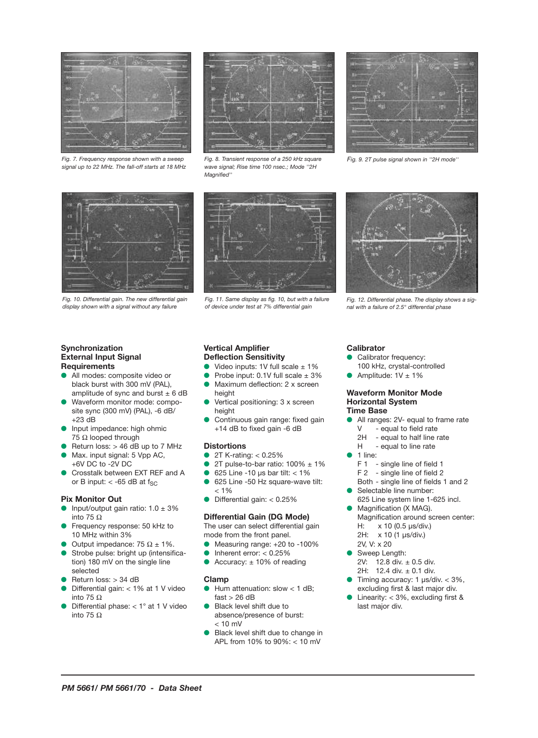*Fig. 7. Frequency response shown with a sweep signal up to 22 MHz. The fall-off starts at 18 MHz*

*Fig. 8. Transient response of a 250 kHz square wave signal; Rise time 100 nsec.; Mode "2H Magnified"*

*Fig. 9. 2T pulse signal shown in "2H mode"*

*Fig. 10. Differential gain. The new differential gain display shown with a signal without any failure*

*Fig. 11. Same display as fig. 10, but with a failure of device under test at 7% differential gain*

*Fig. 12. Differential phase. The display shows a signal with a failure of 2.5° differential phase*

### Synchronization External Input Signal Requirements

- All modes: composite video or black burst with 300 mV (PAL), amplitude of sync and burst ± 6 dB
- Waveform monitor mode: composite sync (300 mV) (PAL), -6 dB/ +23 dB
- Input impedance: high ohmic 75 Ω looped through
- Return loss: > 46 dB up to 7 MHz
- Max. input signal: 5 Vpp AC, +6V DC to -2V DC
- Crosstalk between EXT REF and A or B input: < -65 dB at $f_{SC}$

### Pix Monitor Out

- Input/output gain ratio: 1.0 ± 3% into 75 Ω
- Frequency response: 50 kHz to 10 MHz within 3%
- Output impedance: 75 Ω ± 1%.
- Strobe pulse: bright up (intensification) 180 mV on the single line selected
- Return loss: > 34 dB
- Differential gain: < 1% at 1 V video into 75 Ω
- Differential phase: < 1° at 1 V video into 75 Ω

### Vertical Amplifier Deflection Sensitivity

- Video inputs: 1V full scale ± 1%
- Probe input: 0.1V full scale ± 3%
- Maximum deflection: 2 x screen height
- Vertical positioning: 3 x screen height
- Continuous gain range: fixed gain +14 dB to fixed gain -6 dB

### Distortions

- 2T K-rating: < 0.25%
- 2T pulse-to-bar ratio: 100% ± 1%
- 625 Line -10 µs bar tilt: < 1%
- 625 Line -50 Hz square-wave tilt: < 1%
- Differential gain: < 0.25%

### Differential Gain (DG Mode)

The user can select differential gain mode from the front panel.

- Measuring range: +20 to -100%
- Inherent error: < 0.25%
- Accuracy: ± 10% of reading

### Clamp

- Hum attenuation: slow < 1 dB; fast > 26 dB
- Black level shift due to absence/presence of burst: < 10 mV
- Black level shift due to change in APL from 10% to 90%: < 10 mV

### Calibrator

- Calibrator frequency: 100 kHz, crystal-controlled
- Amplitude: 1V ± 1%

### Waveform Monitor Mode Horizontal System Time Base

- All ranges: 2V- equal to frame rate
  V - equal to field rate
  2H - equal to half line rate
  H - equal to line rate
- 1 line:
  F 1 - single line of field 1
  F 2 - single line of field 2
  Both - single line of fields 1 and 2
- Selectable line number: 625 Line system line 1-625 incl.
- Magnification (X MAG). Magnification around screen center:
  H: x 10 (0.5 µs/div.)
  2H: x 10 (1 µs/div.)
  2V, V: x 20
- Sweep Length:
  2V: 12.8 div. ± 0.5 div.
  2H: 12.4 div. ± 0.1 div.
- Timing accuracy: 1 µs/div. < 3%, excluding first & last major div.
- Linearity: < 3%, excluding first & last major div.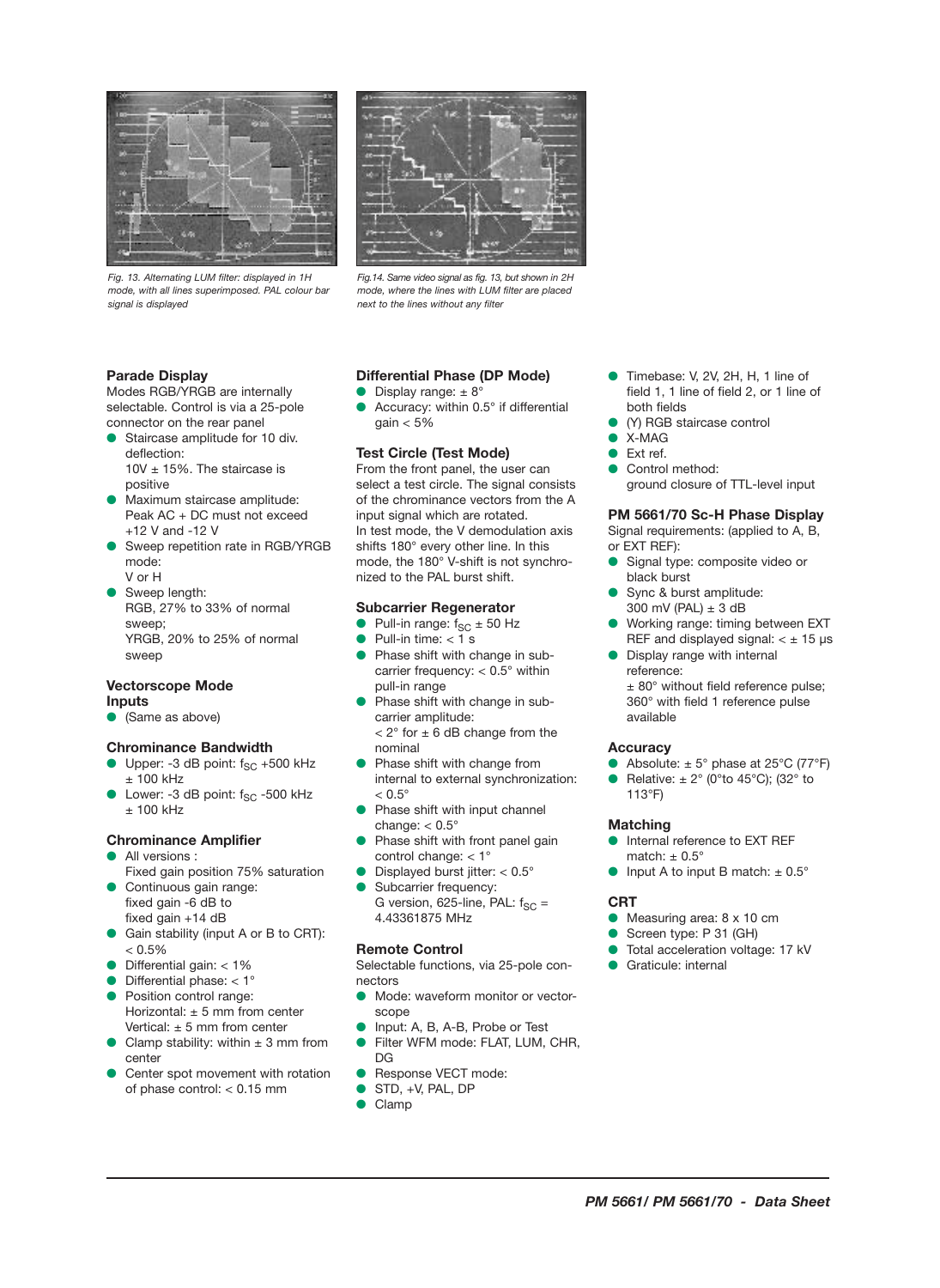*Fig. 13. Alternating LUM filter: displayed in 1H mode, with all lines superimposed. PAL colour bar signal is displayed*

*Fig.14. Same video signal as fig. 13, but shown in 2H mode, where the lines with LUM filter are placed next to the lines without any filter*

### Parade Display

Modes RGB/YRGB are internally selectable. Control is via a 25-pole connector on the rear panel

- Staircase amplitude for 10 div. deflection:
  10V ± 15%. The staircase is positive
- Maximum staircase amplitude:
  Peak AC + DC must not exceed +12 V and -12 V
- Sweep repetition rate in RGB/YRGB mode:
  V or H
- Sweep length:
  RGB, 27% to 33% of normal sweep;
  YRGB, 20% to 25% of normal sweep

### Vectorscope Mode

### Inputs

- (Same as above)

### Chrominance Bandwidth

- Upper: -3 dB point: $f_{SC}$ +500 kHz ± 100 kHz
- Lower: -3 dB point: $f_{SC}$ -500 kHz ± 100 kHz

### Chrominance Amplifier

- All versions :
  Fixed gain position 75% saturation
- Continuous gain range:
  fixed gain -6 dB to
  fixed gain +14 dB
- Gain stability (input A or B to CRT): < 0.5%
- Differential gain: < 1%
- Differential phase: < 1°
- Position control range:
  Horizontal: ± 5 mm from center
  Vertical: ± 5 mm from center
- Clamp stability: within ± 3 mm from center
- Center spot movement with rotation of phase control: < 0.15 mm

### Differential Phase (DP Mode)

- Display range: ± 8°
- Accuracy: within 0.5° if differential gain < 5%

### Test Circle (Test Mode)

From the front panel, the user can select a test circle. The signal consists of the chrominance vectors from the A input signal which are rotated.
In test mode, the V demodulation axis shifts 180° every other line. In this mode, the 180° V-shift is not synchronized to the PAL burst shift.

### Subcarrier Regenerator

- Pull-in range: $f_{SC}$ ± 50 Hz
- Pull-in time: < 1 s
- Phase shift with change in subcarrier frequency: < 0.5° within pull-in range
- Phase shift with change in subcarrier amplitude:
  < 2° for ± 6 dB change from the nominal
- Phase shift with change from internal to external synchronization: < 0.5°
- Phase shift with input channel change: < 0.5°
- Phase shift with front panel gain control change: < 1°
- Displayed burst jitter: < 0.5°
- Subcarrier frequency:
  G version, 625-line, PAL: $f_{SC}$ = 4.43361875 MHz

### Remote Control

Selectable functions, via 25-pole connectors

- Mode: waveform monitor or vectorscope
- Input: A, B, A-B, Probe or Test
- Filter WFM mode: FLAT, LUM, CHR, DG
- Response VECT mode:
- STD, +V, PAL, DP
- Clamp
- Timebase: V, 2V, 2H, H, 1 line of field 1, 1 line of field 2, or 1 line of both fields
- (Y) RGB staircase control
- X-MAG
- Ext ref.
- Control method:
  ground closure of TTL-level input

### PM 5661/70 Sc-H Phase Display

Signal requirements: (applied to A, B, or EXT REF):

- Signal type: composite video or black burst
- Sync & burst amplitude:
  300 mV (PAL) ± 3 dB
- Working range: timing between EXT REF and displayed signal: < ± 15 µs
- Display range with internal reference:
  ± 80° without field reference pulse;
  360° with field 1 reference pulse available

### Accuracy

- Absolute: ± 5° phase at 25°C (77°F)
- Relative: ± 2° (0°to 45°C); (32° to 113°F)

### Matching

- Internal reference to EXT REF match: ± 0.5°
- Input A to input B match: ± 0.5°

### CRT

- Measuring area: 8 x 10 cm
- Screen type: P 31 (GH)
- Total acceleration voltage: 17 kV
- Graticule: internal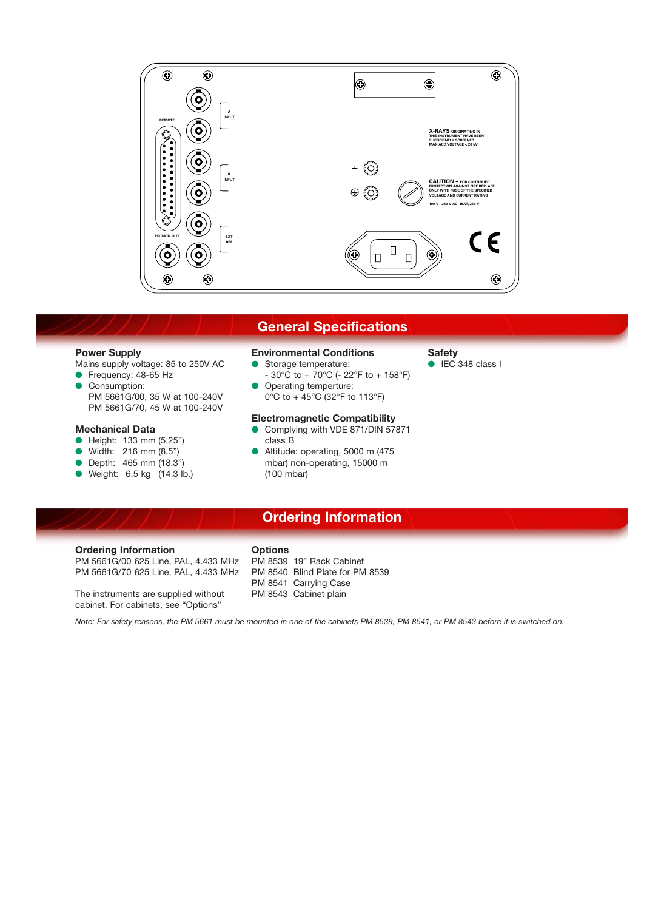REMOTE

A INPUT

B INPUT

PIX MON OUT

EXT REF

X-RAYS ORIGINATING IN THIS INSTRUMENT HAVE BEEN SUFFICIENTLY SCREENED MAX ACC VOLTAGE < 20 kV

CAUTION – FOR CONTINUED PROTECTION AGAINST FIRE REPLACE ONLY WITH FUSE OF THE SPECIFIED VOLTAGE AND CURRENT RATING

100 V - 240 V AC 15AT/250 V

CE

## General Specifications

### Power Supply

Mains supply voltage: 85 to 250V AC

- Frequency: 48-65 Hz
- Consumption:
  PM 5661G/00, 35 W at 100-240V
  PM 5661G/70, 45 W at 100-240V

### Mechanical Data

- Height: 133 mm (5.25")
- Width: 216 mm (8.5")
- Depth: 465 mm (18.3")
- Weight: 6.5 kg (14.3 lb.)

### Environmental Conditions

- Storage temperature:
  - 30°C to + 70°C (- 22°F to + 158°F)
- Operating temperture:
  0°C to + 45°C (32°F to 113°F)

### Electromagnetic Compatibility

- Complying with VDE 871/DIN 57871 class B
- Altitude: operating, 5000 m (475 mbar) non-operating, 15000 m (100 mbar)

### Safety

- IEC 348 class I

## Ordering Information

### Ordering Information

PM 5661G/00 625 Line, PAL, 4.433 MHz
PM 5661G/70 625 Line, PAL, 4.433 MHz

The instruments are supplied without cabinet. For cabinets, see "Options"

### Options

PM 8539 19" Rack Cabinet
PM 8540 Blind Plate for PM 8539
PM 8541 Carrying Case
PM 8543 Cabinet plain

*Note: For safety reasons, the PM 5661 must be mounted in one of the cabinets PM 8539, PM 8541, or PM 8543 before it is switched on.*